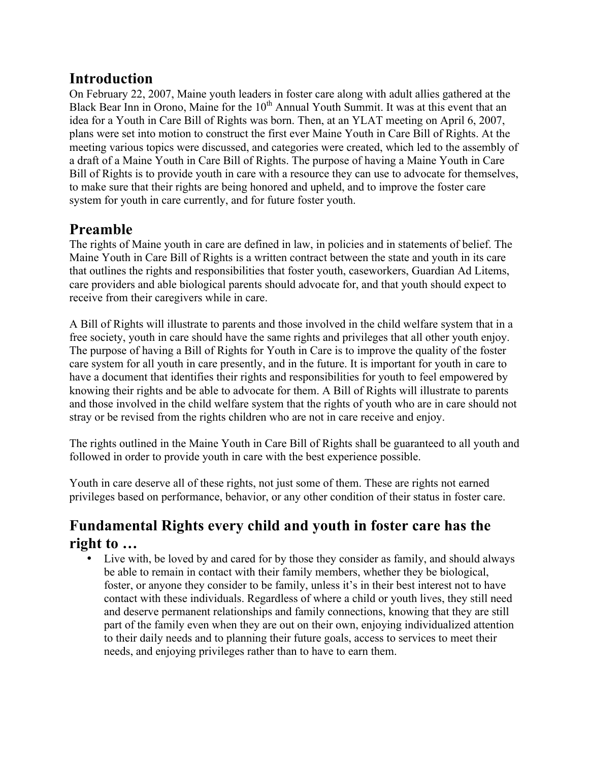## Introduction

On February 22, 2007, Maine youth leaders in foster care along with adult allies gathered at the Black Bear Inn in Orono, Maine for the 10th Annual Youth Summit. It was at this event that an idea for a Youth in Care Bill of Rights was born. Then, at an YLAT meeting on April 6, 2007, plans were set into motion to construct the first ever Maine Youth in Care Bill of Rights. At the meeting various topics were discussed, and categories were created, which led to the assembly of a draft of a Maine Youth in Care Bill of Rights. The purpose of having a Maine Youth in Care Bill of Rights is to provide youth in care with a resource they can use to advocate for themselves, to make sure that their rights are being honored and upheld, and to improve the foster care system for youth in care currently, and for future foster youth.

## Preamble

The rights of Maine youth in care are defined in law, in policies and in statements of belief. The Maine Youth in Care Bill of Rights is a written contract between the state and youth in its care that outlines the rights and responsibilities that foster youth, caseworkers, Guardian Ad Litems, care providers and able biological parents should advocate for, and that youth should expect to receive from their caregivers while in care.

A Bill of Rights will illustrate to parents and those involved in the child welfare system that in a free society, youth in care should have the same rights and privileges that all other youth enjoy. The purpose of having a Bill of Rights for Youth in Care is to improve the quality of the foster care system for all youth in care presently, and in the future. It is important for youth in care to have a document that identifies their rights and responsibilities for youth to feel empowered by knowing their rights and be able to advocate for them. A Bill of Rights will illustrate to parents and those involved in the child welfare system that the rights of youth who are in care should not stray or be revised from the rights children who are not in care receive and enjoy.

The rights outlined in the Maine Youth in Care Bill of Rights shall be guaranteed to all youth and followed in order to provide youth in care with the best experience possible.

Youth in care deserve all of these rights, not just some of them. These are rights not earned privileges based on performance, behavior, or any other condition of their status in foster care.

## Fundamental Rights every child and youth in foster care has the right to …

- Live with, be loved by and cared for by those they consider as family, and should always be able to remain in contact with their family members, whether they be biological, foster, or anyone they consider to be family, unless it's in their best interest not to have contact with these individuals. Regardless of where a child or youth lives, they still need and deserve permanent relationships and family connections, knowing that they are still part of the family even when they are out on their own, enjoying individualized attention to their daily needs and to planning their future goals, access to services to meet their needs, and enjoying privileges rather than to have to earn them.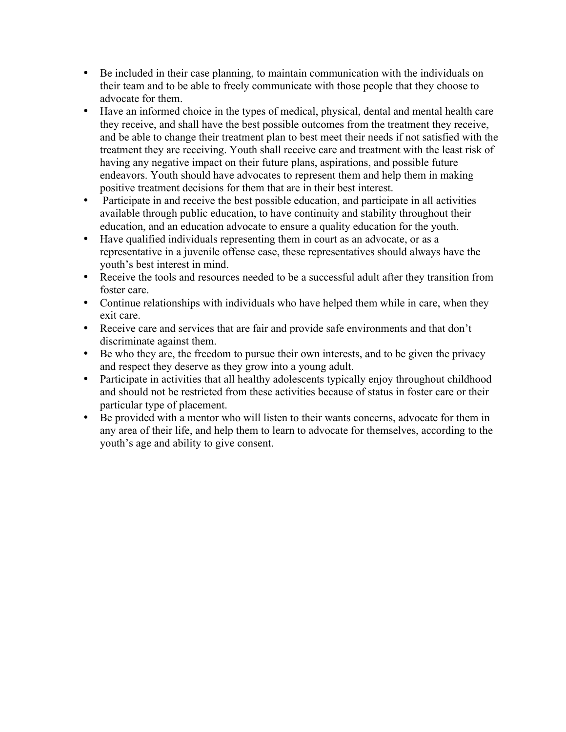- Be included in their case planning, to maintain communication with the individuals on their team and to be able to freely communicate with those people that they choose to advocate for them.
- Have an informed choice in the types of medical, physical, dental and mental health care they receive, and shall have the best possible outcomes from the treatment they receive, and be able to change their treatment plan to best meet their needs if not satisfied with the treatment they are receiving. Youth shall receive care and treatment with the least risk of having any negative impact on their future plans, aspirations, and possible future endeavors. Youth should have advocates to represent them and help them in making positive treatment decisions for them that are in their best interest.
- Participate in and receive the best possible education, and participate in all activities available through public education, to have continuity and stability throughout their education, and an education advocate to ensure a quality education for the youth.
- Have qualified individuals representing them in court as an advocate, or as a representative in a juvenile offense case, these representatives should always have the youth's best interest in mind.
- Receive the tools and resources needed to be a successful adult after they transition from foster care.
- Continue relationships with individuals who have helped them while in care, when they exit care.
- Receive care and services that are fair and provide safe environments and that don't discriminate against them.
- Be who they are, the freedom to pursue their own interests, and to be given the privacy and respect they deserve as they grow into a young adult.
- Participate in activities that all healthy adolescents typically enjoy throughout childhood and should not be restricted from these activities because of status in foster care or their particular type of placement.
- Be provided with a mentor who will listen to their wants concerns, advocate for them in any area of their life, and help them to learn to advocate for themselves, according to the youth's age and ability to give consent.